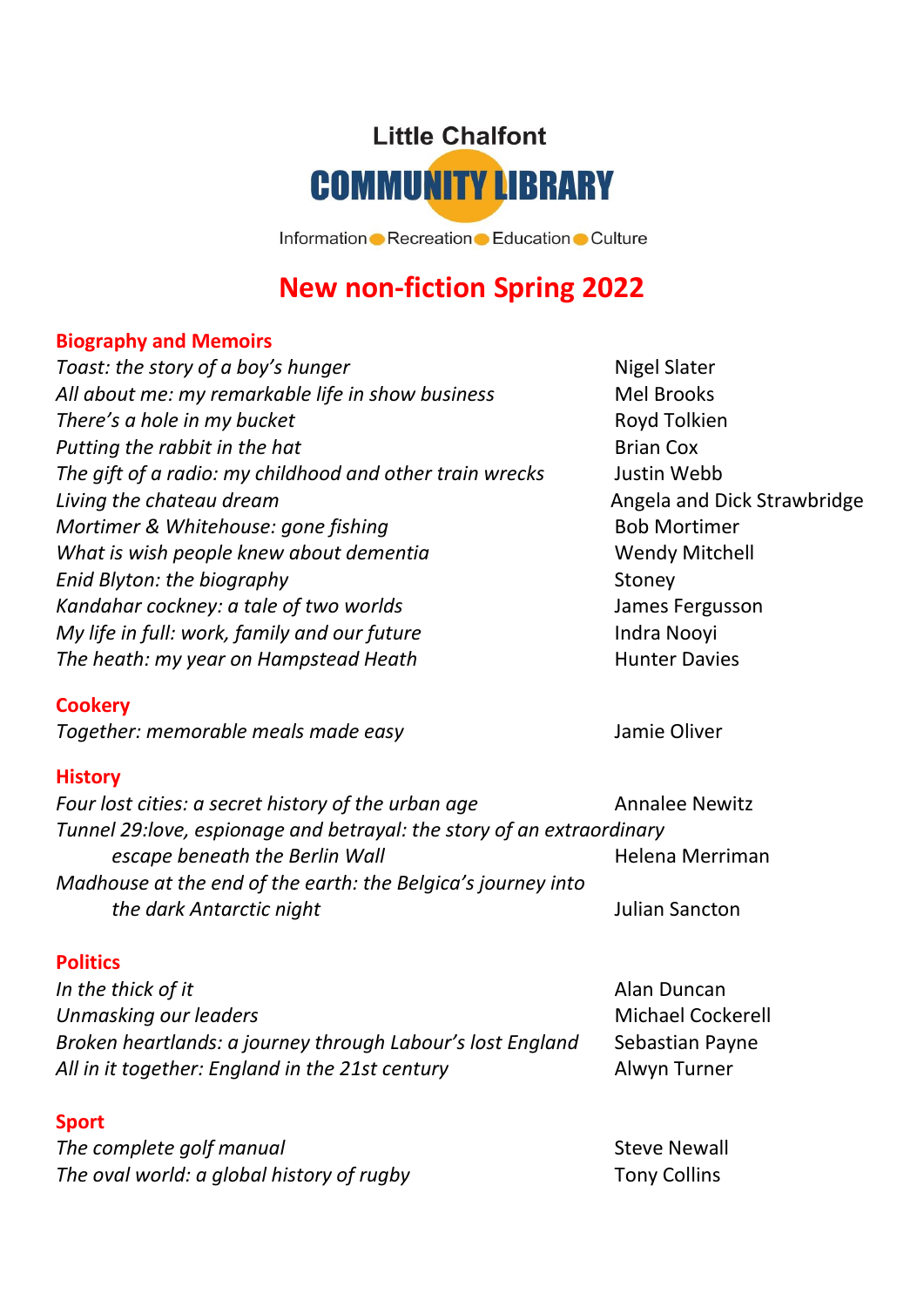Little Chalfont

# COMMUNITY LIBRARY

Information ● Recreation ● Education ● Culture

## New non-fiction Spring 2022

### Biography and Memoirs

| Title | Author |
|---|---|
| *Toast: the story of a boy's hunger* | Nigel Slater |
| *All about me: my remarkable life in show business* | Mel Brooks |
| *There's a hole in my bucket* | Royd Tolkien |
| *Putting the rabbit in the hat* | Brian Cox |
| *The gift of a radio: my childhood and other train wrecks* | Justin Webb |
| *Living the chateau dream* | Angela and Dick Strawbridge |
| *Mortimer & Whitehouse: gone fishing* | Bob Mortimer |
| *What is wish people knew about dementia* | Wendy Mitchell |
| *Enid Blyton: the biography* | Stoney |
| *Kandahar cockney: a tale of two worlds* | James Fergusson |
| *My life in full: work, family and our future* | Indra Nooyi |
| *The heath: my year on Hampstead Heath* | Hunter Davies |

### Cookery

| Title | Author |
|---|---|
| *Together: memorable meals made easy* | Jamie Oliver |

### History

| Title | Author |
|---|---|
| *Four lost cities: a secret history of the urban age* | Annalee Newitz |
| *Tunnel 29:love, espionage and betrayal: the story of an extraordinary escape beneath the Berlin Wall* | Helena Merriman |
| *Madhouse at the end of the earth: the Belgica's journey into the dark Antarctic night* | Julian Sancton |

### Politics

| Title | Author |
|---|---|
| *In the thick of it* | Alan Duncan |
| *Unmasking our leaders* | Michael Cockerell |
| *Broken heartlands: a journey through Labour's lost England* | Sebastian Payne |
| *All in it together: England in the 21st century* | Alwyn Turner |

### Sport

| Title | Author |
|---|---|
| *The complete golf manual* | Steve Newall |
| *The oval world: a global history of rugby* | Tony Collins |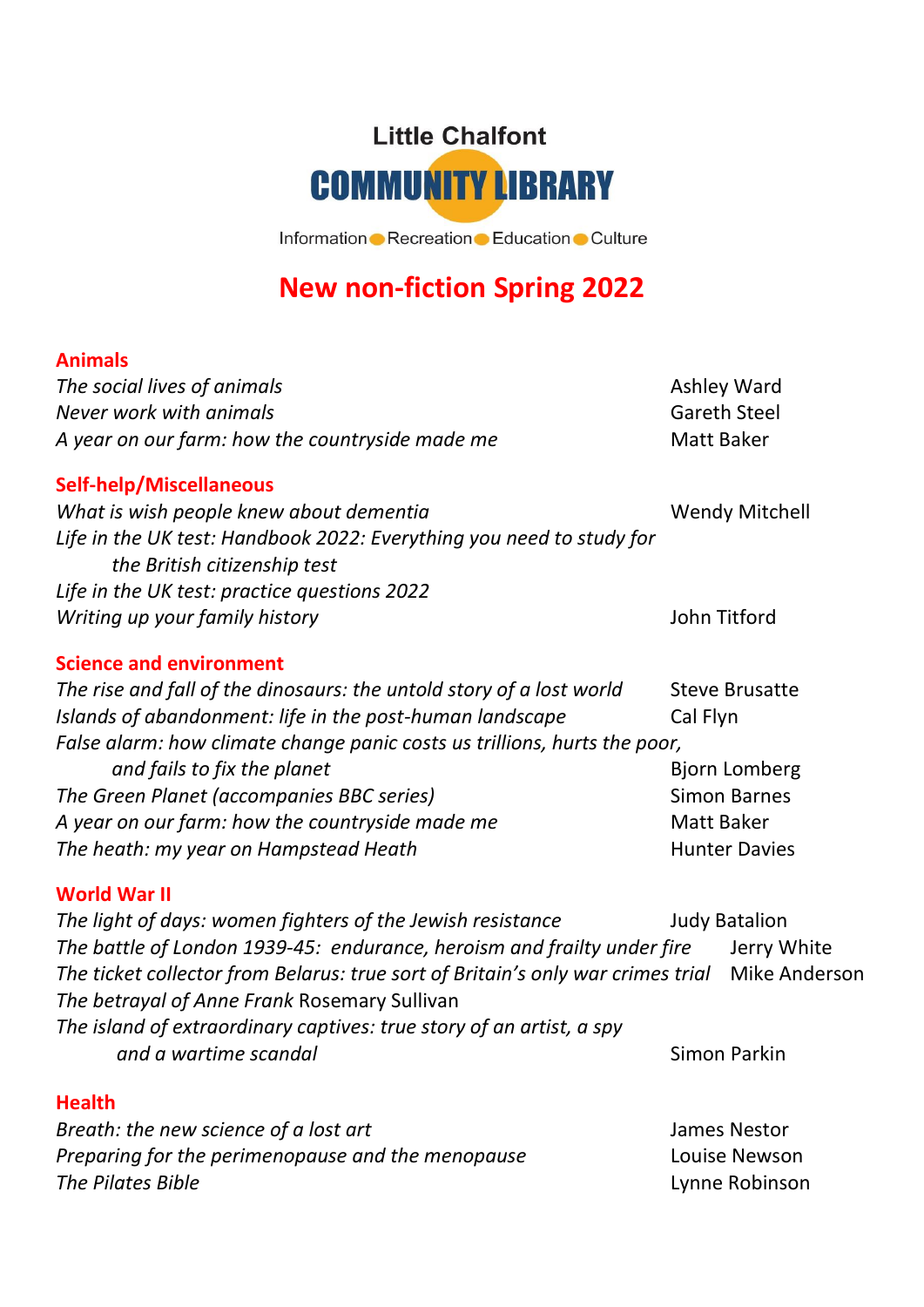Little Chalfont

# COMMUNITY LIBRARY

Information ● Recreation ● Education ● Culture

## New non-fiction Spring 2022

### Animals

| | |
|---|---|
| *The social lives of animals* | Ashley Ward |
| *Never work with animals* | Gareth Steel |
| *A year on our farm: how the countryside made me* | Matt Baker |

### Self-help/Miscellaneous

| | |
|---|---|
| *What is wish people knew about dementia* | Wendy Mitchell |
| *Life in the UK test: Handbook 2022: Everything you need to study for the British citizenship test* | |
| *Life in the UK test: practice questions 2022* | |
| *Writing up your family history* | John Titford |

### Science and environment

| | |
|---|---|
| *The rise and fall of the dinosaurs: the untold story of a lost world* | Steve Brusatte |
| *Islands of abandonment: life in the post-human landscape* | Cal Flyn |
| *False alarm: how climate change panic costs us trillions, hurts the poor, and fails to fix the planet* | Bjorn Lomberg |
| *The Green Planet (accompanies BBC series)* | Simon Barnes |
| *A year on our farm: how the countryside made me* | Matt Baker |
| *The heath: my year on Hampstead Heath* | Hunter Davies |

### World War II

| | |
|---|---|
| *The light of days: women fighters of the Jewish resistance* | Judy Batalion |
| *The battle of London 1939-45: endurance, heroism and frailty under fire* | Jerry White |
| *The ticket collector from Belarus: true sort of Britain's only war crimes trial* | Mike Anderson |
| *The betrayal of Anne Frank* | Rosemary Sullivan |
| *The island of extraordinary captives: true story of an artist, a spy and a wartime scandal* | Simon Parkin |

### Health

| | |
|---|---|
| *Breath: the new science of a lost art* | James Nestor |
| *Preparing for the perimenopause and the menopause* | Louise Newson |
| *The Pilates Bible* | Lynne Robinson |